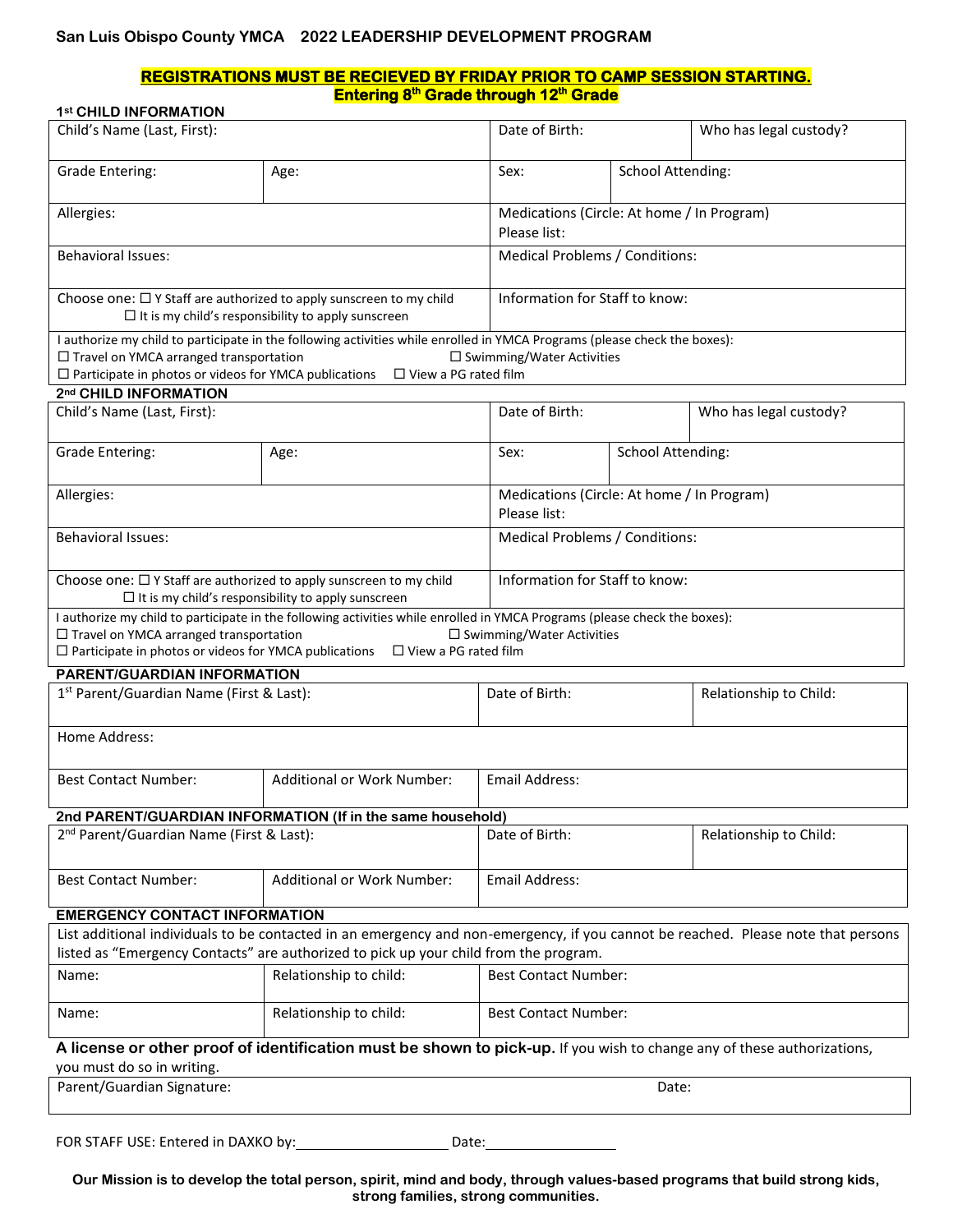**San Luis Obispo County YMCA 2022 LEADERSHIP DEVELOPMENT PROGRAM**

**REGISTRATIONS MUST BE RECIEVED BY FRIDAY PRIOR TO CAMP SESSION STARTING.**

**Entering 8th Grade through 12th Grade**

**1st CHILD INFORMATION**

| Child's Name (Last, First): | | Date of Birth: | Who has legal custody? |
|---|---|---|---|
| Grade Entering: | Age: | Sex: | School Attending: |
| Allergies: | | Medications (Circle: At home / In Program) Please list: | |
| Behavioral Issues: | | Medical Problems / Conditions: | |
| Choose one: ☐ Y Staff are authorized to apply sunscreen to my child ☐ It is my child's responsibility to apply sunscreen | | Information for Staff to know: | |

I authorize my child to participate in the following activities while enrolled in YMCA Programs (please check the boxes):
☐ Travel on YMCA arranged transportation ☐ Swimming/Water Activities
☐ Participate in photos or videos for YMCA publications ☐ View a PG rated film

**2nd CHILD INFORMATION**

| Child's Name (Last, First): | | Date of Birth: | Who has legal custody? |
|---|---|---|---|
| Grade Entering: | Age: | Sex: | School Attending: |
| Allergies: | | Medications (Circle: At home / In Program) Please list: | |
| Behavioral Issues: | | Medical Problems / Conditions: | |
| Choose one: ☐ Y Staff are authorized to apply sunscreen to my child ☐ It is my child's responsibility to apply sunscreen | | Information for Staff to know: | |

I authorize my child to participate in the following activities while enrolled in YMCA Programs (please check the boxes):
☐ Travel on YMCA arranged transportation ☐ Swimming/Water Activities
☐ Participate in photos or videos for YMCA publications ☐ View a PG rated film

**PARENT/GUARDIAN INFORMATION**

| 1st Parent/Guardian Name (First & Last): | | Date of Birth: | Relationship to Child: |
|---|---|---|---|
| Home Address: | | | |
| Best Contact Number: | Additional or Work Number: | Email Address: | |

**2nd PARENT/GUARDIAN INFORMATION (If in the same household)**

| 2nd Parent/Guardian Name (First & Last): | | Date of Birth: | Relationship to Child: |
|---|---|---|---|
| Best Contact Number: | Additional or Work Number: | Email Address: | |

**EMERGENCY CONTACT INFORMATION**

List additional individuals to be contacted in an emergency and non-emergency, if you cannot be reached. Please note that persons listed as "Emergency Contacts" are authorized to pick up your child from the program.

| Name: | Relationship to child: | Best Contact Number: |
|---|---|---|
| Name: | Relationship to child: | Best Contact Number: |

**A license or other proof of identification must be shown to pick-up.** If you wish to change any of these authorizations, you must do so in writing.

| Parent/Guardian Signature: | Date: |
|---|---|

FOR STAFF USE: Entered in DAXKO by:\_\_\_\_\_\_\_\_\_\_\_\_\_\_\_\_\_\_\_\_ Date:\_\_\_\_\_\_\_\_\_\_\_\_\_\_\_\_\_

**Our Mission is to develop the total person, spirit, mind and body, through values-based programs that build strong kids, strong families, strong communities.**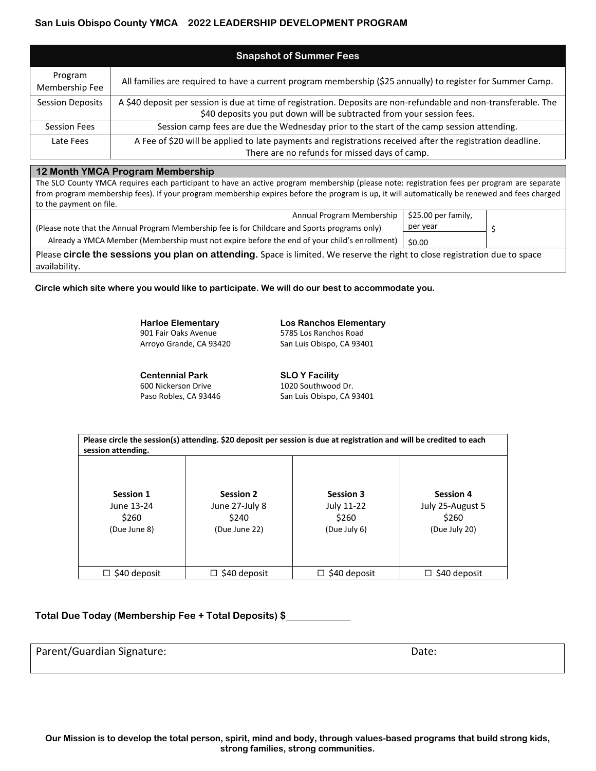**San Luis Obispo County YMCA 2022 LEADERSHIP DEVELOPMENT PROGRAM**

| Snapshot of Summer Fees | |
|---|---|
| Program Membership Fee | All families are required to have a current program membership ($25 annually) to register for Summer Camp. |
| Session Deposits | A $40 deposit per session is due at time of registration. Deposits are non-refundable and non-transferable. The $40 deposits you put down will be subtracted from your session fees. |
| Session Fees | Session camp fees are due the Wednesday prior to the start of the camp session attending. |
| Late Fees | A Fee of $20 will be applied to late payments and registrations received after the registration deadline. There are no refunds for missed days of camp. |

**12 Month YMCA Program Membership**

The SLO County YMCA requires each participant to have an active program membership (please note: registration fees per program are separate from program membership fees). If your program membership expires before the program is up, it will automatically be renewed and fees charged to the payment on file.

| | | |
|---|---|---|
| Annual Program Membership (Please note that the Annual Program Membership fee is for Childcare and Sports programs only) | $25.00 per family, per year | $ |
| Already a YMCA Member (Membership must not expire before the end of your child's enrollment) | $0.00 | |

Please **circle the sessions you plan on attending.** Space is limited. We reserve the right to close registration due to space availability.

**Circle which site where you would like to participate. We will do our best to accommodate you.**

**Harloe Elementary**
901 Fair Oaks Avenue
Arroyo Grande, CA 93420

**Los Ranchos Elementary**
5785 Los Ranchos Road
San Luis Obispo, CA 93401

**Centennial Park**
600 Nickerson Drive
Paso Robles, CA 93446

**SLO Y Facility**
1020 Southwood Dr.
San Luis Obispo, CA 93401

**Please circle the session(s) attending. $20 deposit per session is due at registration and will be credited to each session attending.**

| Session 1 | Session 2 | Session 3 | Session 4 |
|---|---|---|---|
| June 13-24<br>$260<br>(Due June 8) | June 27-July 8<br>$240<br>(Due June 22) | July 11-22<br>$260<br>(Due July 6) | July 25-August 5<br>$260<br>(Due July 20) |
| ☐ $40 deposit | ☐ $40 deposit | ☐ $40 deposit | ☐ $40 deposit |

**Total Due Today (Membership Fee + Total Deposits) $**____________

| Parent/Guardian Signature: | Date: |
|---|---|

**Our Mission is to develop the total person, spirit, mind and body, through values-based programs that build strong kids, strong families, strong communities.**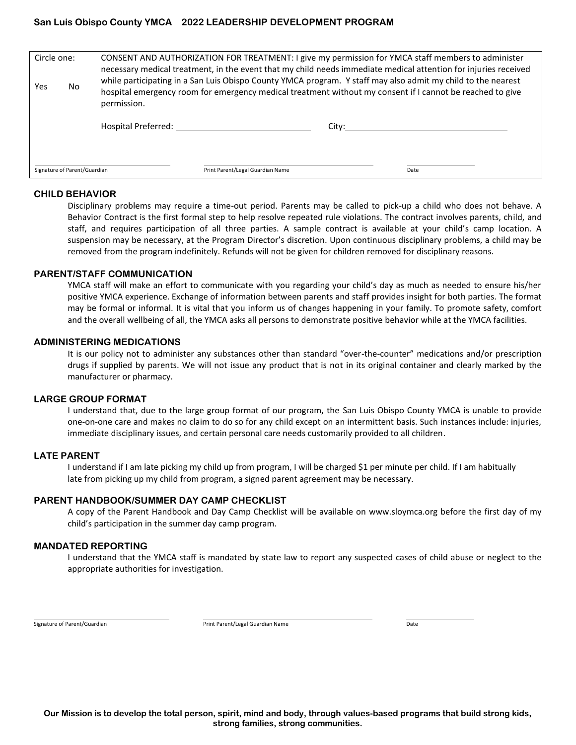# San Luis Obispo County YMCA 2022 LEADERSHIP DEVELOPMENT PROGRAM

| Circle one: Yes No | CONSENT AND AUTHORIZATION FOR TREATMENT: I give my permission for YMCA staff members to administer necessary medical treatment, in the event that my child needs immediate medical attention for injuries received while participating in a San Luis Obispo County YMCA program. Y staff may also admit my child to the nearest hospital emergency room for emergency medical treatment without my consent if I cannot be reached to give permission. |
|---|---|
| | Hospital Preferred: ____________________ City: ____________________ |

______________________ ______________________ ______________
Signature of Parent/Guardian Print Parent/Legal Guardian Name Date

## CHILD BEHAVIOR

Disciplinary problems may require a time-out period. Parents may be called to pick-up a child who does not behave. A Behavior Contract is the first formal step to help resolve repeated rule violations. The contract involves parents, child, and staff, and requires participation of all three parties. A sample contract is available at your child's camp location. A suspension may be necessary, at the Program Director's discretion. Upon continuous disciplinary problems, a child may be removed from the program indefinitely. Refunds will not be given for children removed for disciplinary reasons.

## PARENT/STAFF COMMUNICATION

YMCA staff will make an effort to communicate with you regarding your child's day as much as needed to ensure his/her positive YMCA experience. Exchange of information between parents and staff provides insight for both parties. The format may be formal or informal. It is vital that you inform us of changes happening in your family. To promote safety, comfort and the overall wellbeing of all, the YMCA asks all persons to demonstrate positive behavior while at the YMCA facilities.

## ADMINISTERING MEDICATIONS

It is our policy not to administer any substances other than standard "over-the-counter" medications and/or prescription drugs if supplied by parents. We will not issue any product that is not in its original container and clearly marked by the manufacturer or pharmacy.

## LARGE GROUP FORMAT

I understand that, due to the large group format of our program, the San Luis Obispo County YMCA is unable to provide one-on-one care and makes no claim to do so for any child except on an intermittent basis. Such instances include: injuries, immediate disciplinary issues, and certain personal care needs customarily provided to all children.

## LATE PARENT

I understand if I am late picking my child up from program, I will be charged $1 per minute per child. If I am habitually late from picking up my child from program, a signed parent agreement may be necessary.

## PARENT HANDBOOK/SUMMER DAY CAMP CHECKLIST

A copy of the Parent Handbook and Day Camp Checklist will be available on www.sloymca.org before the first day of my child's participation in the summer day camp program.

## MANDATED REPORTING

I understand that the YMCA staff is mandated by state law to report any suspected cases of child abuse or neglect to the appropriate authorities for investigation.

______________________ ______________________ ______________
Signature of Parent/Guardian Print Parent/Legal Guardian Name Date

**Our Mission is to develop the total person, spirit, mind and body, through values-based programs that build strong kids, strong families, strong communities.**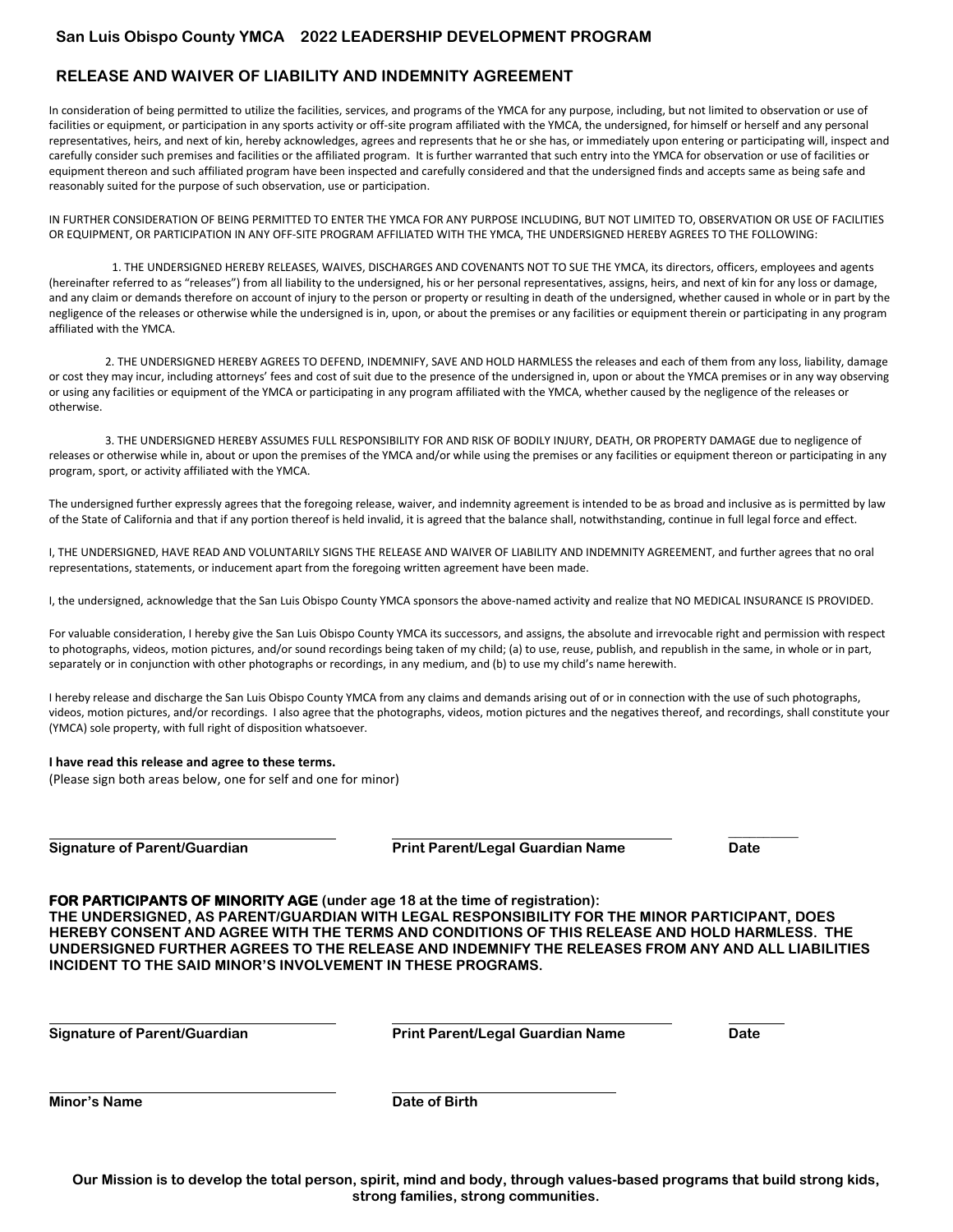## San Luis Obispo County YMCA 2022 LEADERSHIP DEVELOPMENT PROGRAM

## RELEASE AND WAIVER OF LIABILITY AND INDEMNITY AGREEMENT

In consideration of being permitted to utilize the facilities, services, and programs of the YMCA for any purpose, including, but not limited to observation or use of facilities or equipment, or participation in any sports activity or off-site program affiliated with the YMCA, the undersigned, for himself or herself and any personal representatives, heirs, and next of kin, hereby acknowledges, agrees and represents that he or she has, or immediately upon entering or participating will, inspect and carefully consider such premises and facilities or the affiliated program. It is further warranted that such entry into the YMCA for observation or use of facilities or equipment thereon and such affiliated program have been inspected and carefully considered and that the undersigned finds and accepts same as being safe and reasonably suited for the purpose of such observation, use or participation.

IN FURTHER CONSIDERATION OF BEING PERMITTED TO ENTER THE YMCA FOR ANY PURPOSE INCLUDING, BUT NOT LIMITED TO, OBSERVATION OR USE OF FACILITIES OR EQUIPMENT, OR PARTICIPATION IN ANY OFF-SITE PROGRAM AFFILIATED WITH THE YMCA, THE UNDERSIGNED HEREBY AGREES TO THE FOLLOWING:

1. THE UNDERSIGNED HEREBY RELEASES, WAIVES, DISCHARGES AND COVENANTS NOT TO SUE THE YMCA, its directors, officers, employees and agents (hereinafter referred to as "releases") from all liability to the undersigned, his or her personal representatives, assigns, heirs, and next of kin for any loss or damage, and any claim or demands therefore on account of injury to the person or property or resulting in death of the undersigned, whether caused in whole or in part by the negligence of the releases or otherwise while the undersigned is in, upon, or about the premises or any facilities or equipment therein or participating in any program affiliated with the YMCA.

2. THE UNDERSIGNED HEREBY AGREES TO DEFEND, INDEMNIFY, SAVE AND HOLD HARMLESS the releases and each of them from any loss, liability, damage or cost they may incur, including attorneys' fees and cost of suit due to the presence of the undersigned in, upon or about the YMCA premises or in any way observing or using any facilities or equipment of the YMCA or participating in any program affiliated with the YMCA, whether caused by the negligence of the releases or otherwise.

3. THE UNDERSIGNED HEREBY ASSUMES FULL RESPONSIBILITY FOR AND RISK OF BODILY INJURY, DEATH, OR PROPERTY DAMAGE due to negligence of releases or otherwise while in, about or upon the premises of the YMCA and/or while using the premises or any facilities or equipment thereon or participating in any program, sport, or activity affiliated with the YMCA.

The undersigned further expressly agrees that the foregoing release, waiver, and indemnity agreement is intended to be as broad and inclusive as is permitted by law of the State of California and that if any portion thereof is held invalid, it is agreed that the balance shall, notwithstanding, continue in full legal force and effect.

I, THE UNDERSIGNED, HAVE READ AND VOLUNTARILY SIGNS THE RELEASE AND WAIVER OF LIABILITY AND INDEMNITY AGREEMENT, and further agrees that no oral representations, statements, or inducement apart from the foregoing written agreement have been made.

I, the undersigned, acknowledge that the San Luis Obispo County YMCA sponsors the above-named activity and realize that NO MEDICAL INSURANCE IS PROVIDED.

For valuable consideration, I hereby give the San Luis Obispo County YMCA its successors, and assigns, the absolute and irrevocable right and permission with respect to photographs, videos, motion pictures, and/or sound recordings being taken of my child; (a) to use, reuse, publish, and republish in the same, in whole or in part, separately or in conjunction with other photographs or recordings, in any medium, and (b) to use my child's name herewith.

I hereby release and discharge the San Luis Obispo County YMCA from any claims and demands arising out of or in connection with the use of such photographs, videos, motion pictures, and/or recordings. I also agree that the photographs, videos, motion pictures and the negatives thereof, and recordings, shall constitute your (YMCA) sole property, with full right of disposition whatsoever.

**I have read this release and agree to these terms.**
(Please sign both areas below, one for self and one for minor)

______________________________ ______________________________ __________

**Signature of Parent/Guardian** **Print Parent/Legal Guardian Name** **Date**

**FOR PARTICIPANTS OF MINORITY AGE (under age 18 at the time of registration): THE UNDERSIGNED, AS PARENT/GUARDIAN WITH LEGAL RESPONSIBILITY FOR THE MINOR PARTICIPANT, DOES HEREBY CONSENT AND AGREE WITH THE TERMS AND CONDITIONS OF THIS RELEASE AND HOLD HARMLESS. THE UNDERSIGNED FURTHER AGREES TO THE RELEASE AND INDEMNIFY THE RELEASES FROM ANY AND ALL LIABILITIES INCIDENT TO THE SAID MINOR'S INVOLVEMENT IN THESE PROGRAMS.**

______________________________ ______________________________ __________

**Signature of Parent/Guardian** **Print Parent/Legal Guardian Name** **Date**

______________________________ ______________________________

**Minor's Name** **Date of Birth**

**Our Mission is to develop the total person, spirit, mind and body, through values-based programs that build strong kids, strong families, strong communities.**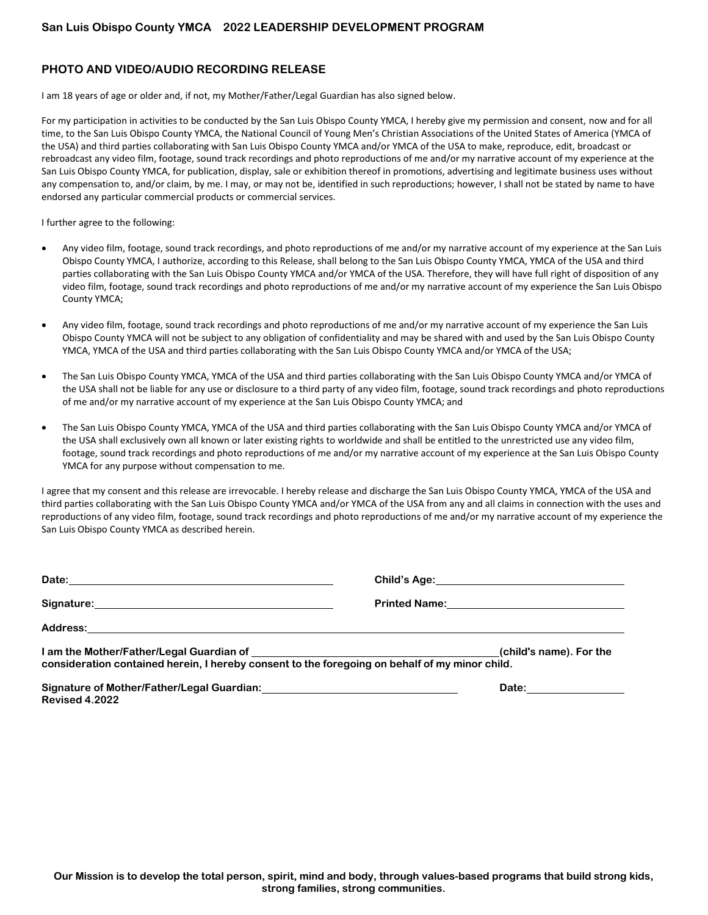San Luis Obispo County YMCA 2022 LEADERSHIP DEVELOPMENT PROGRAM

## PHOTO AND VIDEO/AUDIO RECORDING RELEASE

I am 18 years of age or older and, if not, my Mother/Father/Legal Guardian has also signed below.

For my participation in activities to be conducted by the San Luis Obispo County YMCA, I hereby give my permission and consent, now and for all time, to the San Luis Obispo County YMCA, the National Council of Young Men's Christian Associations of the United States of America (YMCA of the USA) and third parties collaborating with San Luis Obispo County YMCA and/or YMCA of the USA to make, reproduce, edit, broadcast or rebroadcast any video film, footage, sound track recordings and photo reproductions of me and/or my narrative account of my experience at the San Luis Obispo County YMCA, for publication, display, sale or exhibition thereof in promotions, advertising and legitimate business uses without any compensation to, and/or claim, by me. I may, or may not be, identified in such reproductions; however, I shall not be stated by name to have endorsed any particular commercial products or commercial services.

I further agree to the following:

- Any video film, footage, sound track recordings, and photo reproductions of me and/or my narrative account of my experience at the San Luis Obispo County YMCA, I authorize, according to this Release, shall belong to the San Luis Obispo County YMCA, YMCA of the USA and third parties collaborating with the San Luis Obispo County YMCA and/or YMCA of the USA. Therefore, they will have full right of disposition of any video film, footage, sound track recordings and photo reproductions of me and/or my narrative account of my experience the San Luis Obispo County YMCA;

- Any video film, footage, sound track recordings and photo reproductions of me and/or my narrative account of my experience the San Luis Obispo County YMCA will not be subject to any obligation of confidentiality and may be shared with and used by the San Luis Obispo County YMCA, YMCA of the USA and third parties collaborating with the San Luis Obispo County YMCA and/or YMCA of the USA;

- The San Luis Obispo County YMCA, YMCA of the USA and third parties collaborating with the San Luis Obispo County YMCA and/or YMCA of the USA shall not be liable for any use or disclosure to a third party of any video film, footage, sound track recordings and photo reproductions of me and/or my narrative account of my experience at the San Luis Obispo County YMCA; and

- The San Luis Obispo County YMCA, YMCA of the USA and third parties collaborating with the San Luis Obispo County YMCA and/or YMCA of the USA shall exclusively own all known or later existing rights to worldwide and shall be entitled to the unrestricted use any video film, footage, sound track recordings and photo reproductions of me and/or my narrative account of my experience at the San Luis Obispo County YMCA for any purpose without compensation to me.

I agree that my consent and this release are irrevocable. I hereby release and discharge the San Luis Obispo County YMCA, YMCA of the USA and third parties collaborating with the San Luis Obispo County YMCA and/or YMCA of the USA from any and all claims in connection with the uses and reproductions of any video film, footage, sound track recordings and photo reproductions of me and/or my narrative account of my experience the San Luis Obispo County YMCA as described herein.

**Date:** ______________________________ **Child's Age:** ______________________________

**Signature:** ______________________________ **Printed Name:** ______________________________

**Address:** ____________________________________________________________

**I am the Mother/Father/Legal Guardian of** ______________________________ **(child's name). For the consideration contained herein, I hereby consent to the foregoing on behalf of my minor child.**

**Signature of Mother/Father/Legal Guardian:** ______________________________ **Date:** ______________

**Revised 4.2022**

**Our Mission is to develop the total person, spirit, mind and body, through values-based programs that build strong kids, strong families, strong communities.**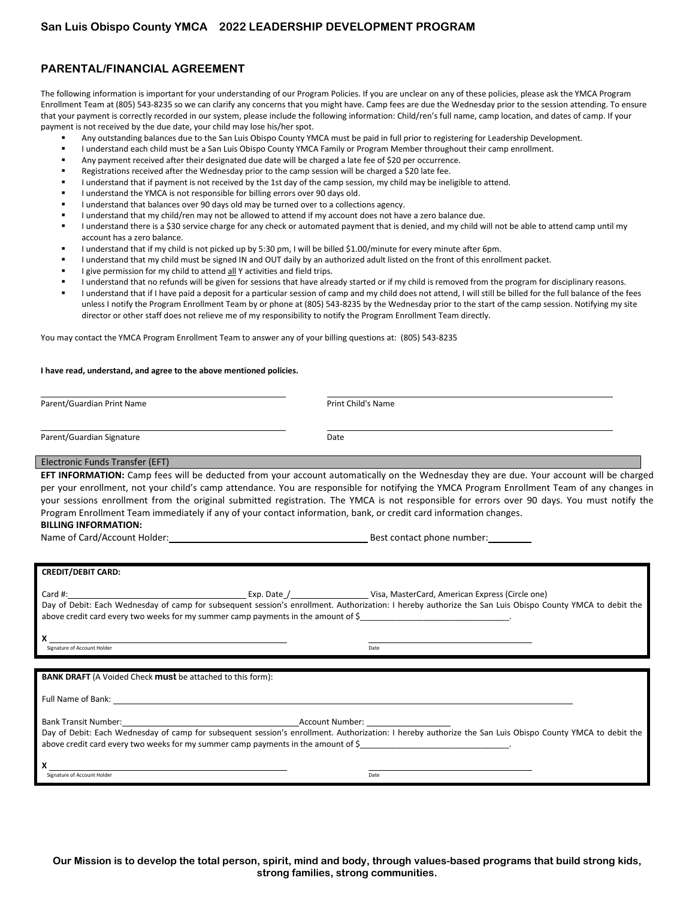San Luis Obispo County YMCA 2022 LEADERSHIP DEVELOPMENT PROGRAM

## PARENTAL/FINANCIAL AGREEMENT

The following information is important for your understanding of our Program Policies. If you are unclear on any of these policies, please ask the YMCA Program Enrollment Team at (805) 543-8235 so we can clarify any concerns that you might have. Camp fees are due the Wednesday prior to the session attending. To ensure that your payment is correctly recorded in our system, please include the following information: Child/ren's full name, camp location, and dates of camp. If your payment is not received by the due date, your child may lose his/her spot.

- Any outstanding balances due to the San Luis Obispo County YMCA must be paid in full prior to registering for Leadership Development.
- I understand each child must be a San Luis Obispo County YMCA Family or Program Member throughout their camp enrollment.
- Any payment received after their designated due date will be charged a late fee of $20 per occurrence.
- Registrations received after the Wednesday prior to the camp session will be charged a $20 late fee.
- I understand that if payment is not received by the 1st day of the camp session, my child may be ineligible to attend.
- I understand the YMCA is not responsible for billing errors over 90 days old.
- I understand that balances over 90 days old may be turned over to a collections agency.
- I understand that my child/ren may not be allowed to attend if my account does not have a zero balance due.
- I understand there is a $30 service charge for any check or automated payment that is denied, and my child will not be able to attend camp until my account has a zero balance.
- I understand that if my child is not picked up by 5:30 pm, I will be billed $1.00/minute for every minute after 6pm.
- I understand that my child must be signed IN and OUT daily by an authorized adult listed on the front of this enrollment packet.
- I give permission for my child to attend all Y activities and field trips.
- I understand that no refunds will be given for sessions that have already started or if my child is removed from the program for disciplinary reasons.
- I understand that if I have paid a deposit for a particular session of camp and my child does not attend, I will still be billed for the full balance of the fees unless I notify the Program Enrollment Team by or phone at (805) 543-8235 by the Wednesday prior to the start of the camp session. Notifying my site director or other staff does not relieve me of my responsibility to notify the Program Enrollment Team directly.

You may contact the YMCA Program Enrollment Team to answer any of your billing questions at: (805) 543-8235

**I have read, understand, and agree to the above mentioned policies.**

Parent/Guardian Print Name ______________________ Print Child's Name ______________________

Parent/Guardian Signature ______________________ Date ______________________

Electronic Funds Transfer (EFT)

**EFT INFORMATION:** Camp fees will be deducted from your account automatically on the Wednesday they are due. Your account will be charged per your enrollment, not your child's camp attendance. You are responsible for notifying the YMCA Program Enrollment Team of any changes in your sessions enrollment from the original submitted registration. The YMCA is not responsible for errors over 90 days. You must notify the Program Enrollment Team immediately if any of your contact information, bank, or credit card information changes.

**BILLING INFORMATION:**

Name of Card/Account Holder: ______________________ Best contact phone number: __________

**CREDIT/DEBIT CARD:**

Card #: ______________________ Exp. Date ___/___ Visa, MasterCard, American Express (Circle one)

Day of Debit: Each Wednesday of camp for subsequent session's enrollment. Authorization: I hereby authorize the San Luis Obispo County YMCA to debit the above credit card every two weeks for my summer camp payments in the amount of $______________________.

X ______________________ ______________________
Signature of Account Holder Date

**BANK DRAFT** (A Voided Check **must** be attached to this form):

Full Name of Bank: ______________________

Bank Transit Number: ______________________ Account Number: ______________________

Day of Debit: Each Wednesday of camp for subsequent session's enrollment. Authorization: I hereby authorize the San Luis Obispo County YMCA to debit the above credit card every two weeks for my summer camp payments in the amount of $______________________.

X ______________________ ______________________
Signature of Account Holder Date

**Our Mission is to develop the total person, spirit, mind and body, through values-based programs that build strong kids, strong families, strong communities.**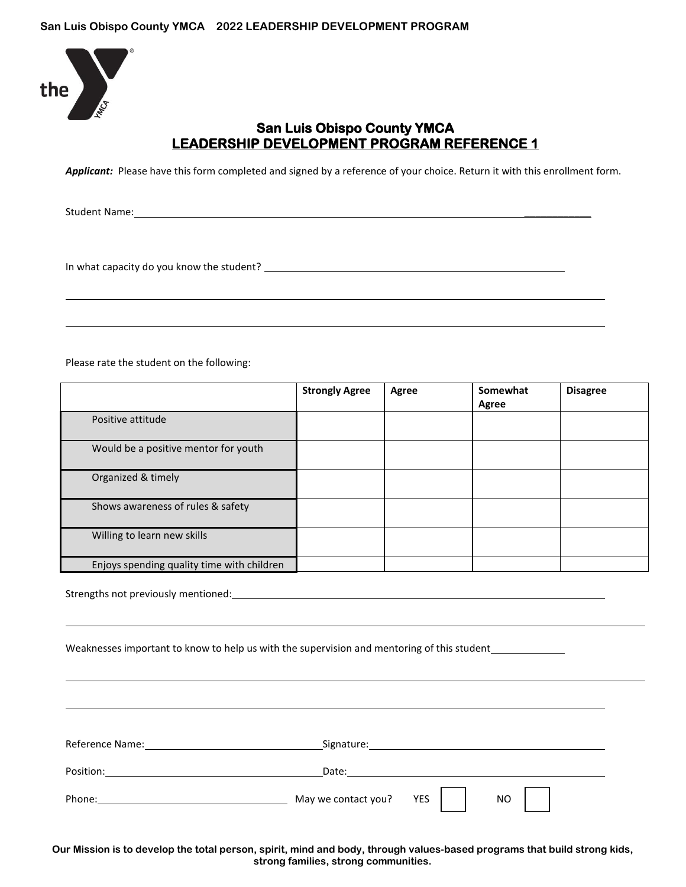# San Luis Obispo County YMCA
## LEADERSHIP DEVELOPMENT PROGRAM REFERENCE 1

***Applicant:*** Please have this form completed and signed by a reference of your choice. Return it with this enrollment form.

Student Name:________________________________________________________________

In what capacity do you know the student? ____________________________________________

______________________________________________________________________________

______________________________________________________________________________

Please rate the student on the following:

| | Strongly Agree | Agree | Somewhat Agree | Disagree |
|---|---|---|---|---|
| Positive attitude | | | | |
| Would be a positive mentor for youth | | | | |
| Organized & timely | | | | |
| Shows awareness of rules & safety | | | | |
| Willing to learn new skills | | | | |
| Enjoys spending quality time with children | | | | |

Strengths not previously mentioned:__________________________________________________

______________________________________________________________________________

Weaknesses important to know to help us with the supervision and mentoring of this student____________

______________________________________________________________________________

______________________________________________________________________________

Reference Name:______________________________ Signature:______________________________

Position:____________________________________ Date:__________________________________

Phone:______________________________ May we contact you? YES ☐ NO ☐

**Our Mission is to develop the total person, spirit, mind and body, through values-based programs that build strong kids, strong families, strong communities.**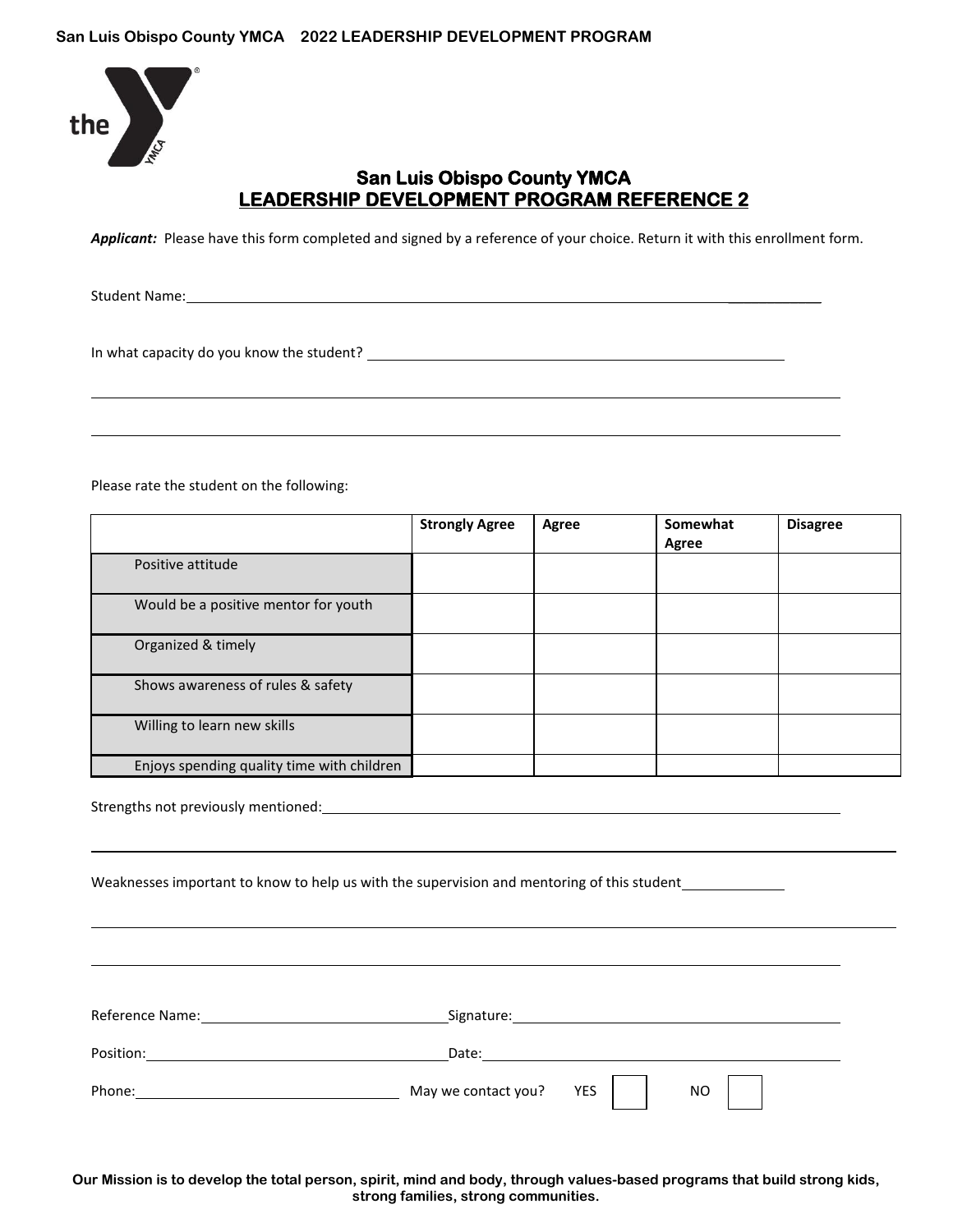# San Luis Obispo County YMCA
## LEADERSHIP DEVELOPMENT PROGRAM REFERENCE 2

***Applicant:*** Please have this form completed and signed by a reference of your choice. Return it with this enrollment form.

Student Name: ______________________________

In what capacity do you know the student? ______________________________

______________________________

______________________________

Please rate the student on the following:

| | Strongly Agree | Agree | Somewhat Agree | Disagree |
|---|---|---|---|---|
| Positive attitude | | | | |
| Would be a positive mentor for youth | | | | |
| Organized & timely | | | | |
| Shows awareness of rules & safety | | | | |
| Willing to learn new skills | | | | |
| Enjoys spending quality time with children | | | | |

Strengths not previously mentioned: ______________________________

______________________________

Weaknesses important to know to help us with the supervision and mentoring of this student ______________________________

______________________________

______________________________

Reference Name: ____________________ Signature: ____________________

Position: ____________________ Date: ____________________

Phone: ____________________ May we contact you? YES ☐ NO ☐

**Our Mission is to develop the total person, spirit, mind and body, through values-based programs that build strong kids, strong families, strong communities.**